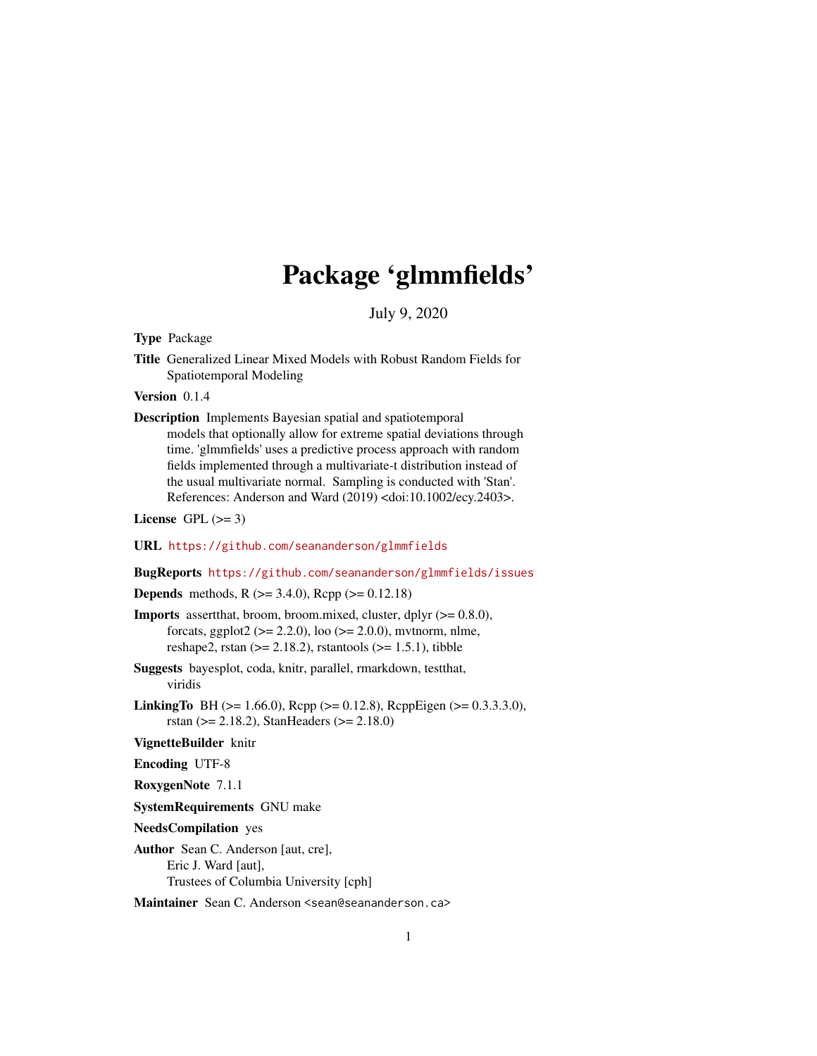# Package 'glmmfields'

July 9, 2020

**Type** Package

**Title** Generalized Linear Mixed Models with Robust Random Fields for Spatiotemporal Modeling

**Version** 0.1.4

**Description** Implements Bayesian spatial and spatiotemporal models that optionally allow for extreme spatial deviations through time. 'glmmfields' uses a predictive process approach with random fields implemented through a multivariate-t distribution instead of the usual multivariate normal. Sampling is conducted with 'Stan'. References: Anderson and Ward (2019) <doi:10.1002/ecy.2403>.

**License** GPL (>= 3)

**URL** https://github.com/seananderson/glmmfields

**BugReports** https://github.com/seananderson/glmmfields/issues

**Depends** methods, R (>= 3.4.0), Rcpp (>= 0.12.18)

**Imports** assertthat, broom, broom.mixed, cluster, dplyr (>= 0.8.0), forcats, ggplot2 (>= 2.2.0), loo (>= 2.0.0), mvtnorm, nlme, reshape2, rstan (>= 2.18.2), rstantools (>= 1.5.1), tibble

**Suggests** bayesplot, coda, knitr, parallel, rmarkdown, testthat, viridis

**LinkingTo** BH (>= 1.66.0), Rcpp (>= 0.12.8), RcppEigen (>= 0.3.3.3.0), rstan (>= 2.18.2), StanHeaders (>= 2.18.0)

**VignetteBuilder** knitr

**Encoding** UTF-8

**RoxygenNote** 7.1.1

**SystemRequirements** GNU make

**NeedsCompilation** yes

**Author** Sean C. Anderson [aut, cre], Eric J. Ward [aut], Trustees of Columbia University [cph]

**Maintainer** Sean C. Anderson <sean@seananderson.ca>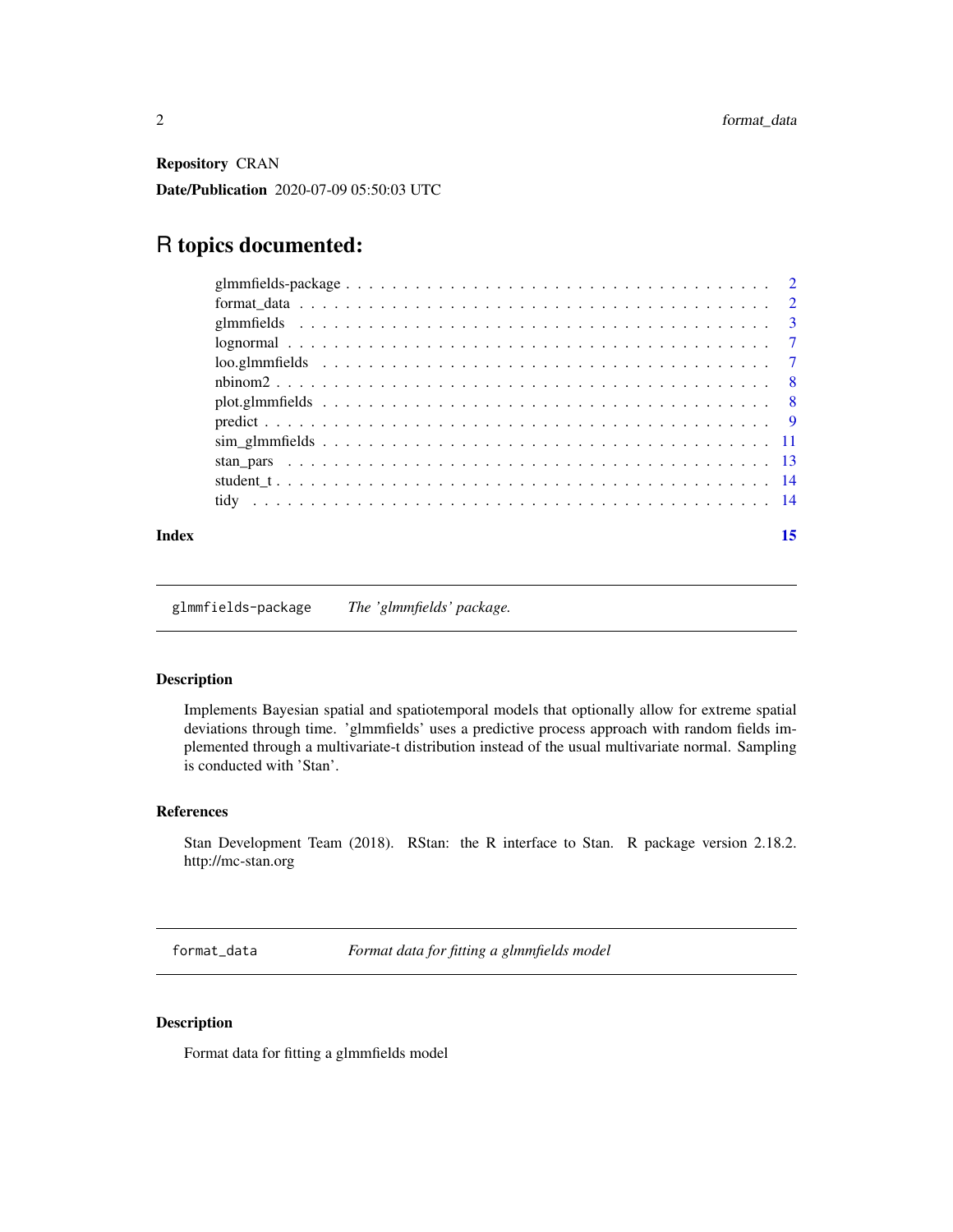**Repository** CRAN

**Date/Publication** 2020-07-09 05:50:03 UTC

# R topics documented:

- glmmfields-package . . . . . . . . . . . . . . . . . . . . . . . . . . . . . . . . . . . 2
- format_data . . . . . . . . . . . . . . . . . . . . . . . . . . . . . . . . . . . . . . . 2
- glmmfields . . . . . . . . . . . . . . . . . . . . . . . . . . . . . . . . . . . . . . . . 3
- lognormal . . . . . . . . . . . . . . . . . . . . . . . . . . . . . . . . . . . . . . . . 7
- loo.glmmfields . . . . . . . . . . . . . . . . . . . . . . . . . . . . . . . . . . . . . 7
- nbinom2 . . . . . . . . . . . . . . . . . . . . . . . . . . . . . . . . . . . . . . . . . 8
- plot.glmmfields . . . . . . . . . . . . . . . . . . . . . . . . . . . . . . . . . . . . 8
- predict . . . . . . . . . . . . . . . . . . . . . . . . . . . . . . . . . . . . . . . . . 9
- sim_glmmfields . . . . . . . . . . . . . . . . . . . . . . . . . . . . . . . . . . . . . 11
- stan_pars . . . . . . . . . . . . . . . . . . . . . . . . . . . . . . . . . . . . . . . . 13
- student_t . . . . . . . . . . . . . . . . . . . . . . . . . . . . . . . . . . . . . . . . 14
- tidy . . . . . . . . . . . . . . . . . . . . . . . . . . . . . . . . . . . . . . . . . . . 14

**Index** 15

---

## glmmfields-package — *The 'glmmfields' package.*

### Description

Implements Bayesian spatial and spatiotemporal models that optionally allow for extreme spatial deviations through time. 'glmmfields' uses a predictive process approach with random fields implemented through a multivariate-t distribution instead of the usual multivariate normal. Sampling is conducted with 'Stan'.

### References

Stan Development Team (2018). RStan: the R interface to Stan. R package version 2.18.2. http://mc-stan.org

---

## format_data — *Format data for fitting a glmmfields model*

### Description

Format data for fitting a glmmfields model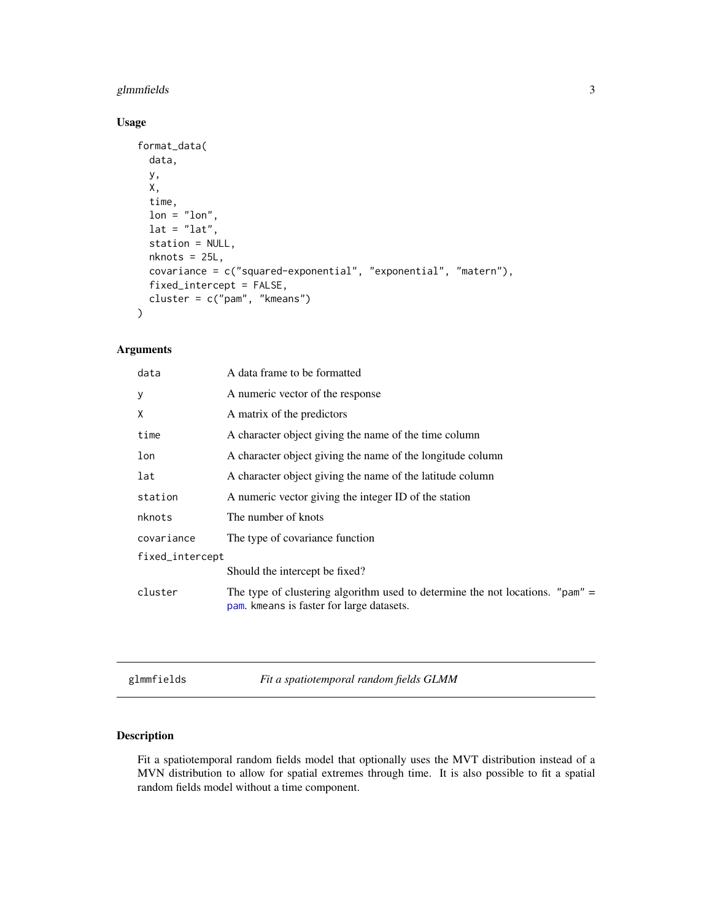## Usage

```
format_data(
  data,
  y,
  X,
  time,
  lon = "lon",
  lat = "lat",
  station = NULL,
  nknots = 25L,
  covariance = c("squared-exponential", "exponential", "matern"),
  fixed_intercept = FALSE,
  cluster = c("pam", "kmeans")
)
```

## Arguments

| | |
|---|---|
| `data` | A data frame to be formatted |
| `y` | A numeric vector of the response |
| `X` | A matrix of the predictors |
| `time` | A character object giving the name of the time column |
| `lon` | A character object giving the name of the longitude column |
| `lat` | A character object giving the name of the latitude column |
| `station` | A numeric vector giving the integer ID of the station |
| `nknots` | The number of knots |
| `covariance` | The type of covariance function |
| `fixed_intercept` | Should the intercept be fixed? |
| `cluster` | The type of clustering algorithm used to determine the not locations. `"pam"` = `pam`. `kmeans` is faster for large datasets. |

---

`glmmfields` — *Fit a spatiotemporal random fields GLMM*

---

## Description

Fit a spatiotemporal random fields model that optionally uses the MVT distribution instead of a MVN distribution to allow for spatial extremes through time. It is also possible to fit a spatial random fields model without a time component.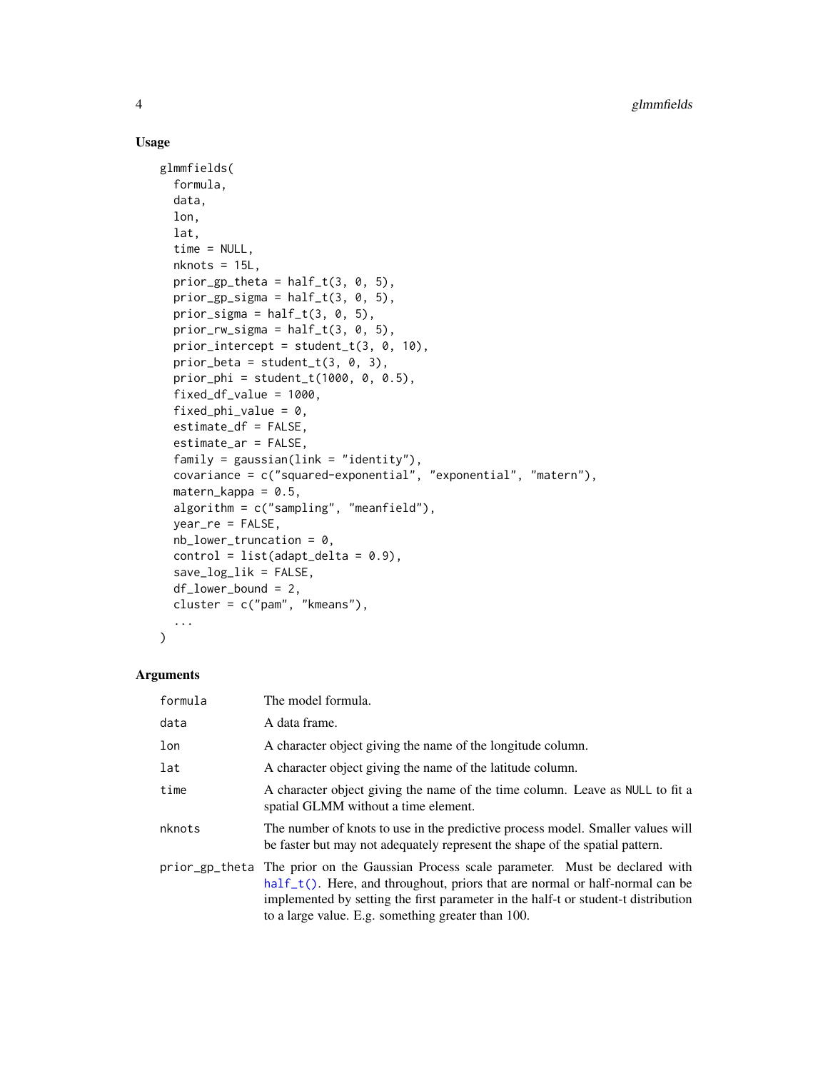## Usage

```
glmmfields(
  formula,
  data,
  lon,
  lat,
  time = NULL,
  nknots = 15L,
  prior_gp_theta = half_t(3, 0, 5),
  prior_gp_sigma = half_t(3, 0, 5),
  prior_sigma = half_t(3, 0, 5),
  prior_rw_sigma = half_t(3, 0, 5),
  prior_intercept = student_t(3, 0, 10),
  prior_beta = student_t(3, 0, 3),
  prior_phi = student_t(1000, 0, 0.5),
  fixed_df_value = 1000,
  fixed_phi_value = 0,
  estimate_df = FALSE,
  estimate_ar = FALSE,
  family = gaussian(link = "identity"),
  covariance = c("squared-exponential", "exponential", "matern"),
  matern_kappa = 0.5,
  algorithm = c("sampling", "meanfield"),
  year_re = FALSE,
  nb_lower_truncation = 0,
  control = list(adapt_delta = 0.9),
  save_log_lik = FALSE,
  df_lower_bound = 2,
  cluster = c("pam", "kmeans"),
  ...
)
```

## Arguments

| Argument | Description |
|---|---|
| formula | The model formula. |
| data | A data frame. |
| lon | A character object giving the name of the longitude column. |
| lat | A character object giving the name of the latitude column. |
| time | A character object giving the name of the time column. Leave as NULL to fit a spatial GLMM without a time element. |
| nknots | The number of knots to use in the predictive process model. Smaller values will be faster but may not adequately represent the shape of the spatial pattern. |
| prior_gp_theta | The prior on the Gaussian Process scale parameter. Must be declared with half_t(). Here, and throughout, priors that are normal or half-normal can be implemented by setting the first parameter in the half-t or student-t distribution to a large value. E.g. something greater than 100. |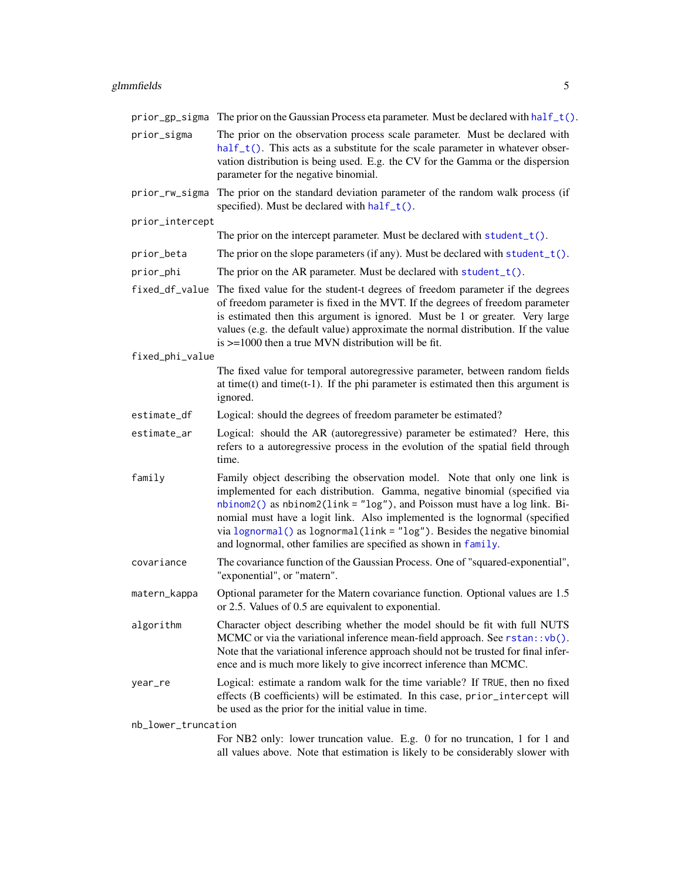prior_gp_sigma
: The prior on the Gaussian Process eta parameter. Must be declared with `half_t()`.

prior_sigma
: The prior on the observation process scale parameter. Must be declared with `half_t()`. This acts as a substitute for the scale parameter in whatever observation distribution is being used. E.g. the CV for the Gamma or the dispersion parameter for the negative binomial.

prior_rw_sigma
: The prior on the standard deviation parameter of the random walk process (if specified). Must be declared with `half_t()`.

prior_intercept
: The prior on the intercept parameter. Must be declared with `student_t()`.

prior_beta
: The prior on the slope parameters (if any). Must be declared with `student_t()`.

prior_phi
: The prior on the AR parameter. Must be declared with `student_t()`.

fixed_df_value
: The fixed value for the student-t degrees of freedom parameter if the degrees of freedom parameter is fixed in the MVT. If the degrees of freedom parameter is estimated then this argument is ignored. Must be 1 or greater. Very large values (e.g. the default value) approximate the normal distribution. If the value is >=1000 then a true MVN distribution will be fit.

fixed_phi_value
: The fixed value for temporal autoregressive parameter, between random fields at time(t) and time(t-1). If the phi parameter is estimated then this argument is ignored.

estimate_df
: Logical: should the degrees of freedom parameter be estimated?

estimate_ar
: Logical: should the AR (autoregressive) parameter be estimated? Here, this refers to a autoregressive process in the evolution of the spatial field through time.

family
: Family object describing the observation model. Note that only one link is implemented for each distribution. Gamma, negative binomial (specified via `nbinom2()` as `nbinom2(link = "log")`, and Poisson must have a log link. Binomial must have a logit link. Also implemented is the lognormal (specified via `lognormal()` as `lognormal(link = "log")`. Besides the negative binomial and lognormal, other families are specified as shown in `family`.

covariance
: The covariance function of the Gaussian Process. One of "squared-exponential", "exponential", or "matern".

matern_kappa
: Optional parameter for the Matern covariance function. Optional values are 1.5 or 2.5. Values of 0.5 are equivalent to exponential.

algorithm
: Character object describing whether the model should be fit with full NUTS MCMC or via the variational inference mean-field approach. See `rstan::vb()`. Note that the variational inference approach should not be trusted for final inference and is much more likely to give incorrect inference than MCMC.

year_re
: Logical: estimate a random walk for the time variable? If `TRUE`, then no fixed effects (B coefficients) will be estimated. In this case, `prior_intercept` will be used as the prior for the initial value in time.

nb_lower_truncation
: For NB2 only: lower truncation value. E.g. 0 for no truncation, 1 for 1 and all values above. Note that estimation is likely to be considerably slower with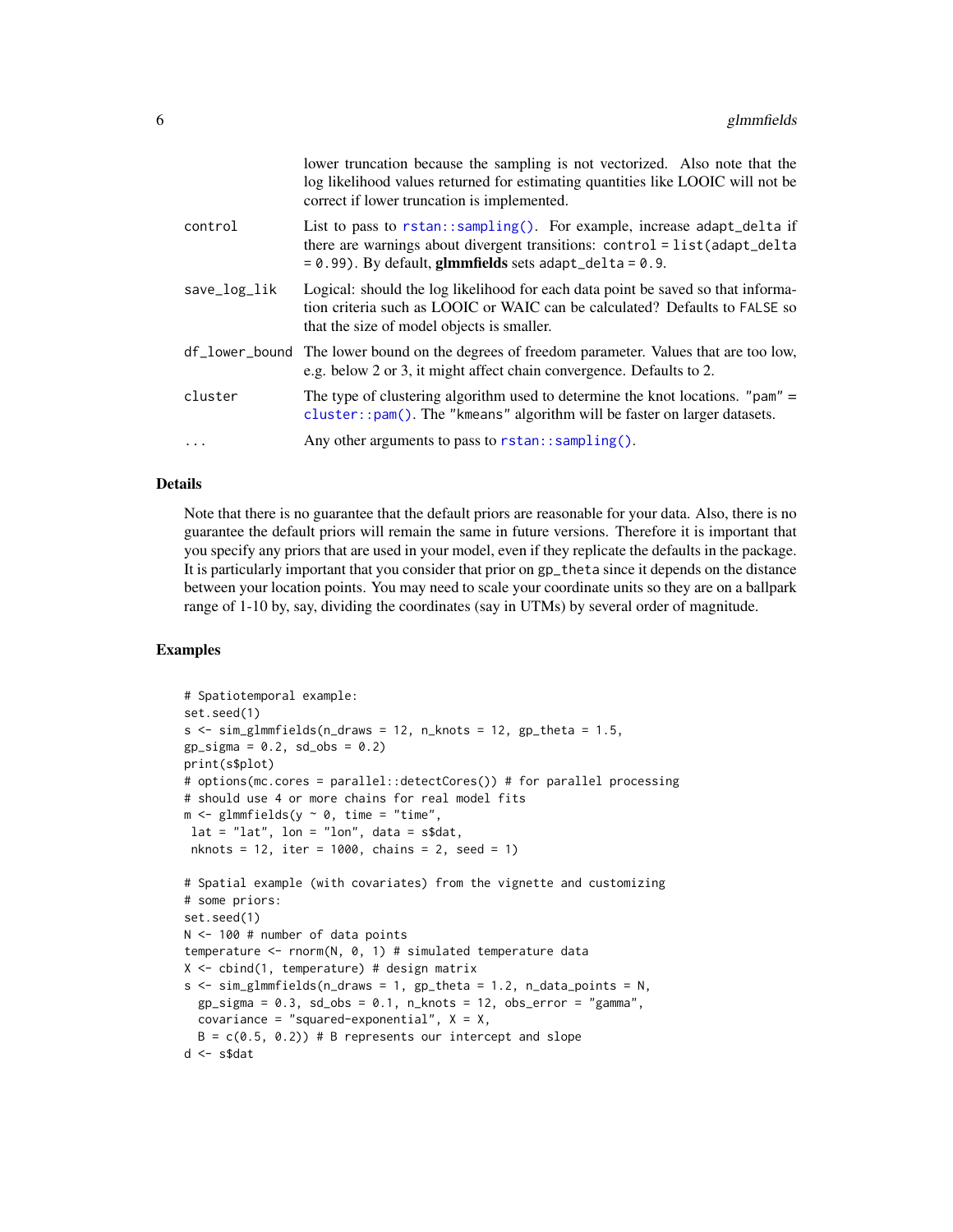| | |
|---|---|
| | lower truncation because the sampling is not vectorized. Also note that the log likelihood values returned for estimating quantities like LOOIC will not be correct if lower truncation is implemented. |
| control | List to pass to `rstan::sampling()`. For example, increase `adapt_delta` if there are warnings about divergent transitions: `control = list(adapt_delta = 0.99)`. By default, **glmmfields** sets `adapt_delta = 0.9`. |
| save_log_lik | Logical: should the log likelihood for each data point be saved so that information criteria such as LOOIC or WAIC can be calculated? Defaults to `FALSE` so that the size of model objects is smaller. |
| df_lower_bound | The lower bound on the degrees of freedom parameter. Values that are too low, e.g. below 2 or 3, it might affect chain convergence. Defaults to 2. |
| cluster | The type of clustering algorithm used to determine the knot locations. `"pam"` = `cluster::pam()`. The `"kmeans"` algorithm will be faster on larger datasets. |
| ... | Any other arguments to pass to `rstan::sampling()`. |

## Details

Note that there is no guarantee that the default priors are reasonable for your data. Also, there is no guarantee the default priors will remain the same in future versions. Therefore it is important that you specify any priors that are used in your model, even if they replicate the defaults in the package. It is particularly important that you consider that prior on `gp_theta` since it depends on the distance between your location points. You may need to scale your coordinate units so they are on a ballpark range of 1-10 by, say, dividing the coordinates (say in UTMs) by several order of magnitude.

## Examples

```
# Spatiotemporal example:
set.seed(1)
s <- sim_glmmfields(n_draws = 12, n_knots = 12, gp_theta = 1.5,
gp_sigma = 0.2, sd_obs = 0.2)
print(s$plot)
# options(mc.cores = parallel::detectCores()) # for parallel processing
# should use 4 or more chains for real model fits
m <- glmmfields(y ~ 0, time = "time",
 lat = "lat", lon = "lon", data = s$dat,
 nknots = 12, iter = 1000, chains = 2, seed = 1)

# Spatial example (with covariates) from the vignette and customizing
# some priors:
set.seed(1)
N <- 100 # number of data points
temperature <- rnorm(N, 0, 1) # simulated temperature data
X <- cbind(1, temperature) # design matrix
s <- sim_glmmfields(n_draws = 1, gp_theta = 1.2, n_data_points = N,
  gp_sigma = 0.3, sd_obs = 0.1, n_knots = 12, obs_error = "gamma",
  covariance = "squared-exponential", X = X,
  B = c(0.5, 0.2)) # B represents our intercept and slope
d <- s$dat
```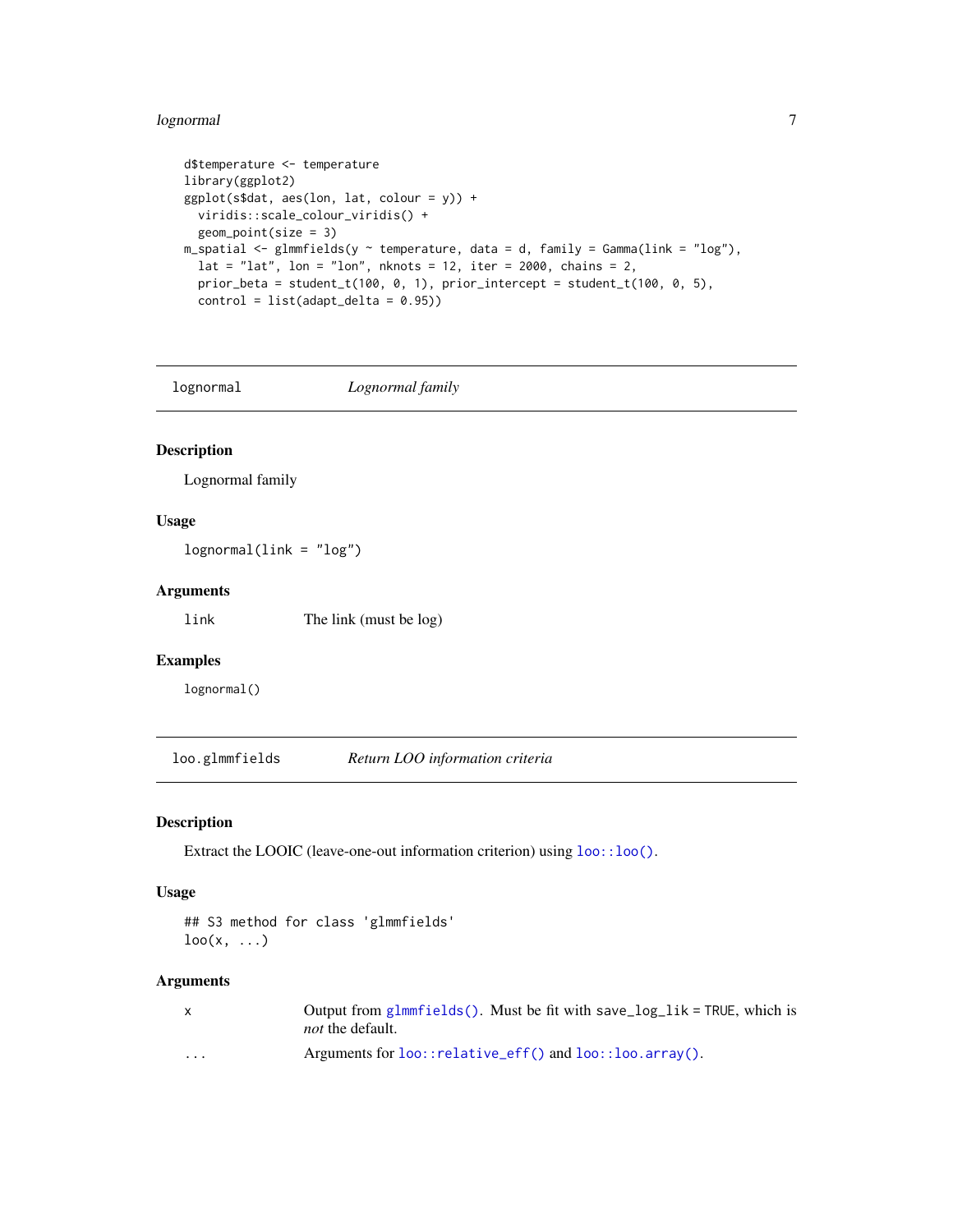```
d$temperature <- temperature
library(ggplot2)
ggplot(s$dat, aes(lon, lat, colour = y)) +
  viridis::scale_colour_viridis() +
  geom_point(size = 3)
m_spatial <- glmmfields(y ~ temperature, data = d, family = Gamma(link = "log"),
  lat = "lat", lon = "lon", nknots = 12, iter = 2000, chains = 2,
  prior_beta = student_t(100, 0, 1), prior_intercept = student_t(100, 0, 5),
  control = list(adapt_delta = 0.95))
```

---

## lognormal *Lognormal family*

### Description

Lognormal family

### Usage

```
lognormal(link = "log")
```

### Arguments

| | |
|---|---|
| link | The link (must be log) |

### Examples

```
lognormal()
```

---

## loo.glmmfields *Return LOO information criteria*

### Description

Extract the LOOIC (leave-one-out information criterion) using `loo::loo()`.

### Usage

```
## S3 method for class 'glmmfields'
loo(x, ...)
```

### Arguments

| | |
|---|---|
| x | Output from `glmmfields()`. Must be fit with `save_log_lik = TRUE`, which is *not* the default. |
| ... | Arguments for `loo::relative_eff()` and `loo::loo.array()`. |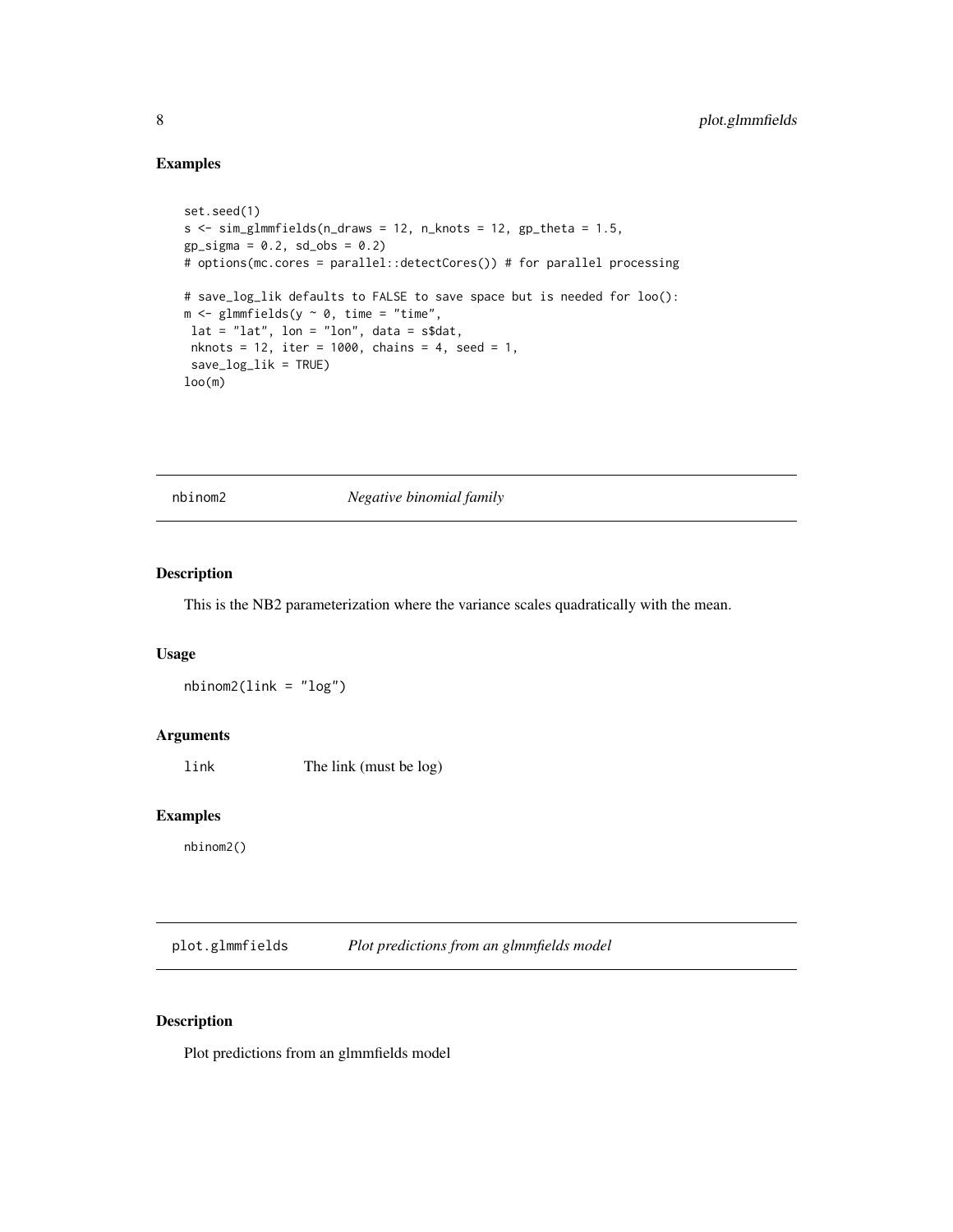### Examples

```
set.seed(1)
s <- sim_glmmfields(n_draws = 12, n_knots = 12, gp_theta = 1.5,
gp_sigma = 0.2, sd_obs = 0.2)
# options(mc.cores = parallel::detectCores()) # for parallel processing

# save_log_lik defaults to FALSE to save space but is needed for loo():
m <- glmmfields(y ~ 0, time = "time",
 lat = "lat", lon = "lon", data = s$dat,
 nknots = 12, iter = 1000, chains = 4, seed = 1,
 save_log_lik = TRUE)
loo(m)
```

## nbinom2 *Negative binomial family*

### Description

This is the NB2 parameterization where the variance scales quadratically with the mean.

### Usage

```
nbinom2(link = "log")
```

### Arguments

| | |
|---|---|
| link | The link (must be log) |

### Examples

```
nbinom2()
```

## plot.glmmfields *Plot predictions from an glmmfields model*

### Description

Plot predictions from an glmmfields model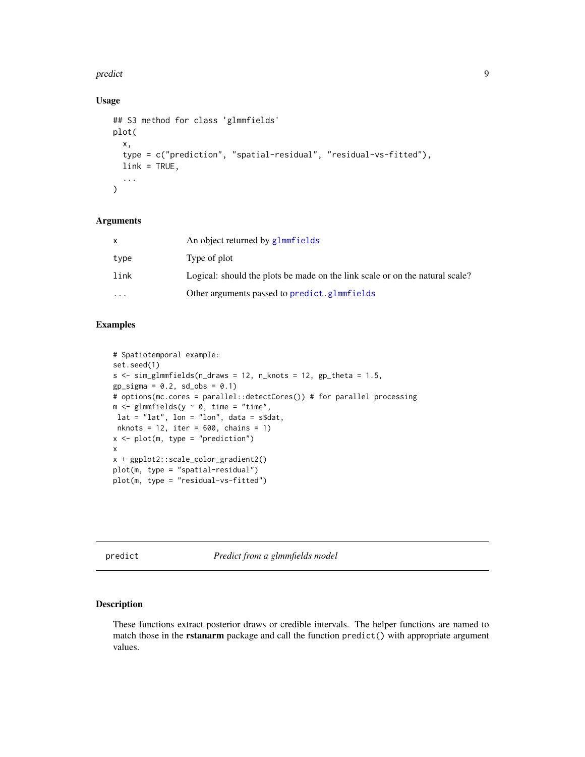### Usage

```
## S3 method for class 'glmmfields'
plot(
  x,
  type = c("prediction", "spatial-residual", "residual-vs-fitted"),
  link = TRUE,
  ...
)
```

### Arguments

| | |
|---|---|
| x | An object returned by glmmfields |
| type | Type of plot |
| link | Logical: should the plots be made on the link scale or on the natural scale? |
| ... | Other arguments passed to predict.glmmfields |

### Examples

```
# Spatiotemporal example:
set.seed(1)
s <- sim_glmmfields(n_draws = 12, n_knots = 12, gp_theta = 1.5,
gp_sigma = 0.2, sd_obs = 0.1)
# options(mc.cores = parallel::detectCores()) # for parallel processing
m <- glmmfields(y ~ 0, time = "time",
 lat = "lat", lon = "lon", data = s$dat,
 nknots = 12, iter = 600, chains = 1)
x <- plot(m, type = "prediction")
x
x + ggplot2::scale_color_gradient2()
plot(m, type = "spatial-residual")
plot(m, type = "residual-vs-fitted")
```

## predict — *Predict from a glmmfields model*

### Description

These functions extract posterior draws or credible intervals. The helper functions are named to match those in the **rstanarm** package and call the function predict() with appropriate argument values.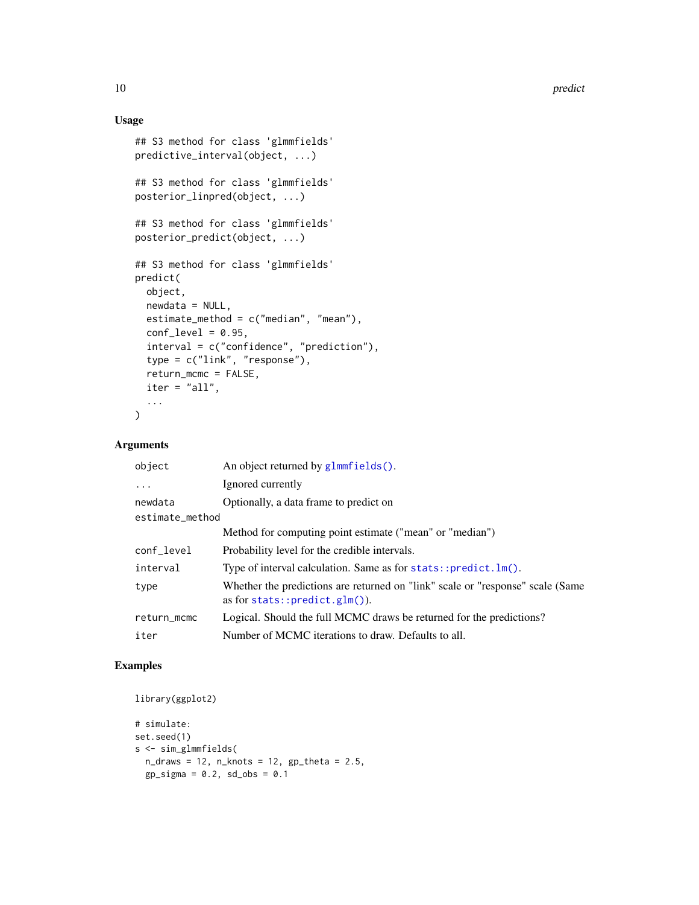## Usage

```
## S3 method for class 'glmmfields'
predictive_interval(object, ...)

## S3 method for class 'glmmfields'
posterior_linpred(object, ...)

## S3 method for class 'glmmfields'
posterior_predict(object, ...)

## S3 method for class 'glmmfields'
predict(
  object,
  newdata = NULL,
  estimate_method = c("median", "mean"),
  conf_level = 0.95,
  interval = c("confidence", "prediction"),
  type = c("link", "response"),
  return_mcmc = FALSE,
  iter = "all",
  ...
)
```

## Arguments

| | |
|---|---|
| `object` | An object returned by `glmmfields()`. |
| `...` | Ignored currently |
| `newdata` | Optionally, a data frame to predict on |
| `estimate_method` | Method for computing point estimate ("mean" or "median") |
| `conf_level` | Probability level for the credible intervals. |
| `interval` | Type of interval calculation. Same as for `stats::predict.lm()`. |
| `type` | Whether the predictions are returned on "link" scale or "response" scale (Same as for `stats::predict.glm()`). |
| `return_mcmc` | Logical. Should the full MCMC draws be returned for the predictions? |
| `iter` | Number of MCMC iterations to draw. Defaults to all. |

## Examples

```
library(ggplot2)

# simulate:
set.seed(1)
s <- sim_glmmfields(
  n_draws = 12, n_knots = 12, gp_theta = 2.5,
  gp_sigma = 0.2, sd_obs = 0.1
```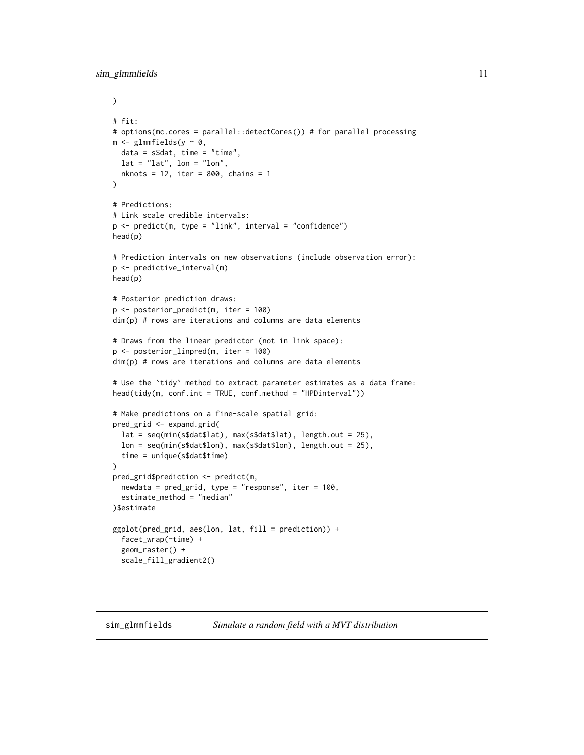```
)

# fit:
# options(mc.cores = parallel::detectCores()) # for parallel processing
m <- glmmfields(y ~ 0,
  data = s$dat, time = "time",
  lat = "lat", lon = "lon",
  nknots = 12, iter = 800, chains = 1
)

# Predictions:
# Link scale credible intervals:
p <- predict(m, type = "link", interval = "confidence")
head(p)

# Prediction intervals on new observations (include observation error):
p <- predictive_interval(m)
head(p)

# Posterior prediction draws:
p <- posterior_predict(m, iter = 100)
dim(p) # rows are iterations and columns are data elements

# Draws from the linear predictor (not in link space):
p <- posterior_linpred(m, iter = 100)
dim(p) # rows are iterations and columns are data elements

# Use the `tidy` method to extract parameter estimates as a data frame:
head(tidy(m, conf.int = TRUE, conf.method = "HPDinterval"))

# Make predictions on a fine-scale spatial grid:
pred_grid <- expand.grid(
  lat = seq(min(s$dat$lat), max(s$dat$lat), length.out = 25),
  lon = seq(min(s$dat$lon), max(s$dat$lon), length.out = 25),
  time = unique(s$dat$time)
)
pred_grid$prediction <- predict(m,
  newdata = pred_grid, type = "response", iter = 100,
  estimate_method = "median"
)$estimate

ggplot(pred_grid, aes(lon, lat, fill = prediction)) +
  facet_wrap(~time) +
  geom_raster() +
  scale_fill_gradient2()
```

## sim_glmmfields — *Simulate a random field with a MVT distribution*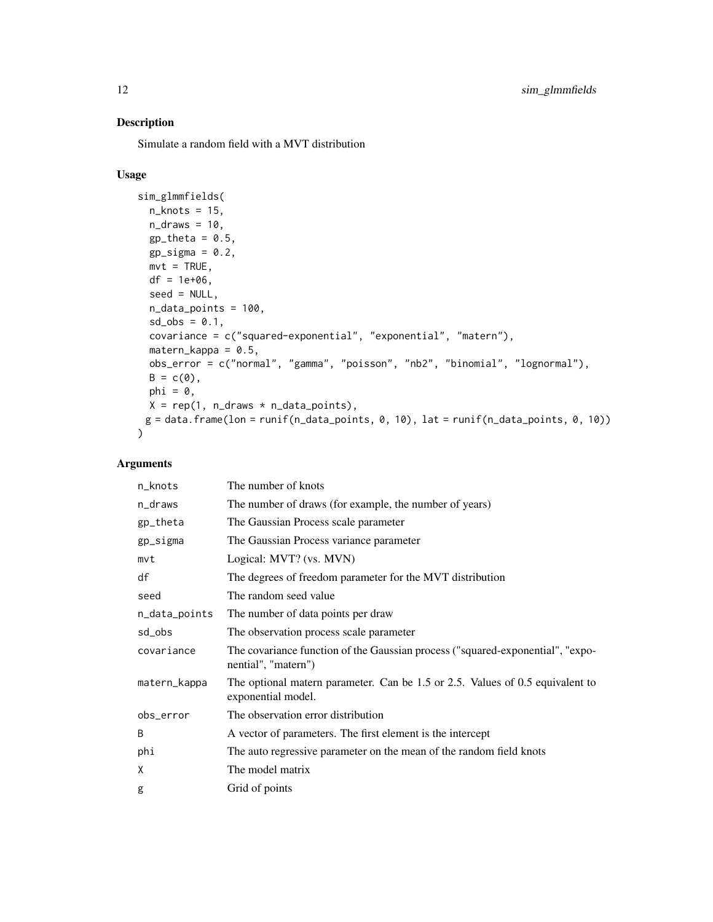## Description

Simulate a random field with a MVT distribution

## Usage

```
sim_glmmfields(
  n_knots = 15,
  n_draws = 10,
  gp_theta = 0.5,
  gp_sigma = 0.2,
  mvt = TRUE,
  df = 1e+06,
  seed = NULL,
  n_data_points = 100,
  sd_obs = 0.1,
  covariance = c("squared-exponential", "exponential", "matern"),
  matern_kappa = 0.5,
  obs_error = c("normal", "gamma", "poisson", "nb2", "binomial", "lognormal"),
  B = c(0),
  phi = 0,
  X = rep(1, n_draws * n_data_points),
 g = data.frame(lon = runif(n_data_points, 0, 10), lat = runif(n_data_points, 0, 10))
)
```

## Arguments

| | |
|---|---|
| n_knots | The number of knots |
| n_draws | The number of draws (for example, the number of years) |
| gp_theta | The Gaussian Process scale parameter |
| gp_sigma | The Gaussian Process variance parameter |
| mvt | Logical: MVT? (vs. MVN) |
| df | The degrees of freedom parameter for the MVT distribution |
| seed | The random seed value |
| n_data_points | The number of data points per draw |
| sd_obs | The observation process scale parameter |
| covariance | The covariance function of the Gaussian process ("squared-exponential", "exponential", "matern") |
| matern_kappa | The optional matern parameter. Can be 1.5 or 2.5. Values of 0.5 equivalent to exponential model. |
| obs_error | The observation error distribution |
| B | A vector of parameters. The first element is the intercept |
| phi | The auto regressive parameter on the mean of the random field knots |
| X | The model matrix |
| g | Grid of points |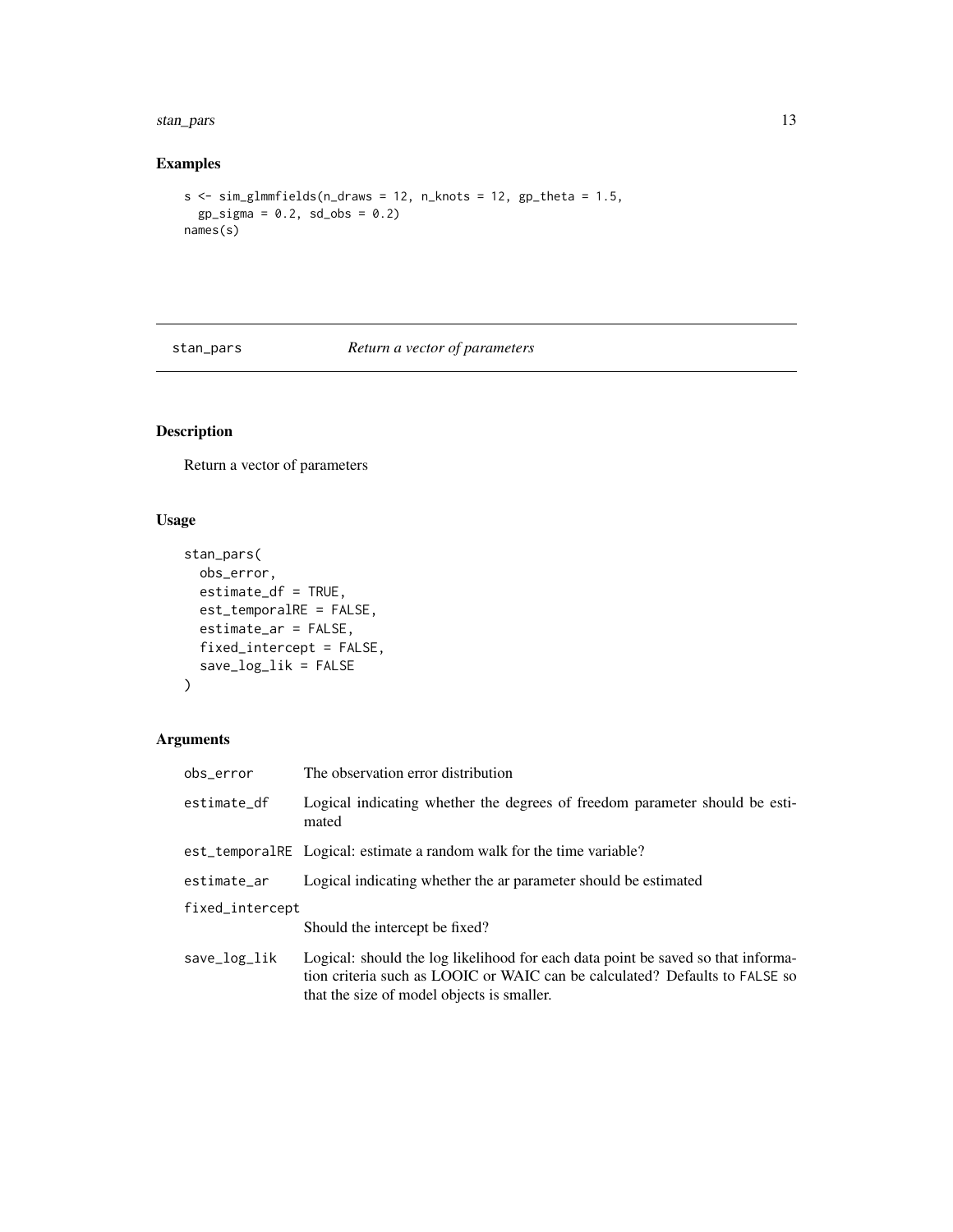## Examples

```
s <- sim_glmmfields(n_draws = 12, n_knots = 12, gp_theta = 1.5,
  gp_sigma = 0.2, sd_obs = 0.2)
names(s)
```

---

## stan_pars *Return a vector of parameters*

---

### Description

Return a vector of parameters

### Usage

```
stan_pars(
  obs_error,
  estimate_df = TRUE,
  est_temporalRE = FALSE,
  estimate_ar = FALSE,
  fixed_intercept = FALSE,
  save_log_lik = FALSE
)
```

### Arguments

| | |
|---|---|
| obs_error | The observation error distribution |
| estimate_df | Logical indicating whether the degrees of freedom parameter should be estimated |
| est_temporalRE | Logical: estimate a random walk for the time variable? |
| estimate_ar | Logical indicating whether the ar parameter should be estimated |
| fixed_intercept | Should the intercept be fixed? |
| save_log_lik | Logical: should the log likelihood for each data point be saved so that information criteria such as LOOIC or WAIC can be calculated? Defaults to FALSE so that the size of model objects is smaller. |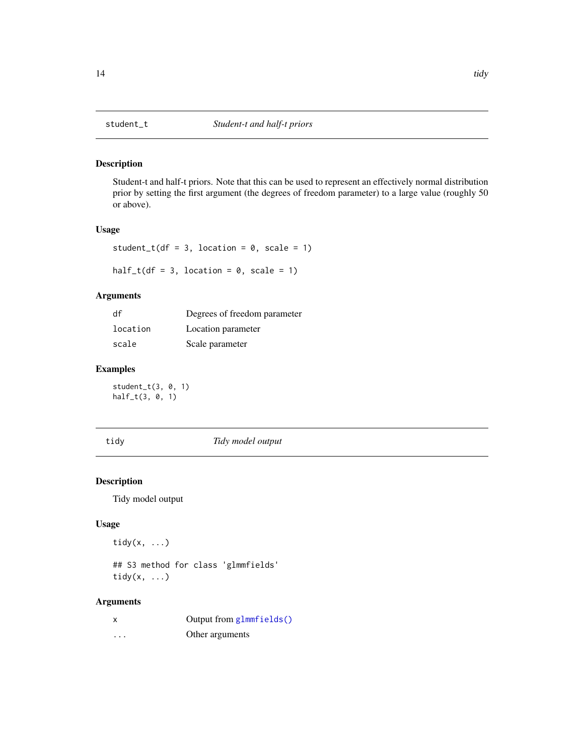## student_t — *Student-t and half-t priors*

### Description

Student-t and half-t priors. Note that this can be used to represent an effectively normal distribution prior by setting the first argument (the degrees of freedom parameter) to a large value (roughly 50 or above).

### Usage

```
student_t(df = 3, location = 0, scale = 1)

half_t(df = 3, location = 0, scale = 1)
```

### Arguments

| | |
|---|---|
| `df` | Degrees of freedom parameter |
| `location` | Location parameter |
| `scale` | Scale parameter |

### Examples

```
student_t(3, 0, 1)
half_t(3, 0, 1)
```

## tidy — *Tidy model output*

### Description

Tidy model output

### Usage

```
tidy(x, ...)

## S3 method for class 'glmmfields'
tidy(x, ...)
```

### Arguments

| | |
|---|---|
| `x` | Output from `glmmfields()` |
| `...` | Other arguments |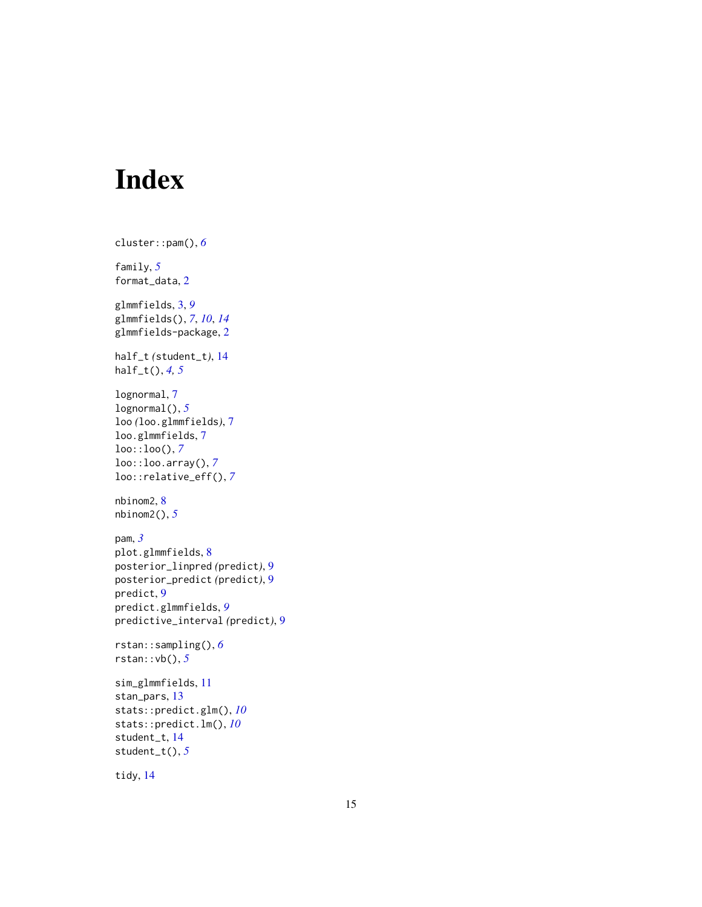# Index

cluster::pam(), *6*

family, *5*
format_data, 2

glmmfields, 3, *9*
glmmfields(), *7*, *10*, *14*
glmmfields-package, 2

half_t *(*student_t*)*, 14
half_t(), *4, 5*

lognormal, 7
lognormal(), *5*
loo *(*loo.glmmfields*)*, 7
loo.glmmfields, 7
loo::loo(), *7*
loo::loo.array(), *7*
loo::relative_eff(), *7*

nbinom2, 8
nbinom2(), *5*

pam, *3*
plot.glmmfields, 8
posterior_linpred *(*predict*)*, 9
posterior_predict *(*predict*)*, 9
predict, 9
predict.glmmfields, *9*
predictive_interval *(*predict*)*, 9

rstan::sampling(), *6*
rstan::vb(), *5*

sim_glmmfields, 11
stan_pars, 13
stats::predict.glm(), *10*
stats::predict.lm(), *10*
student_t, 14
student_t(), *5*

tidy, 14